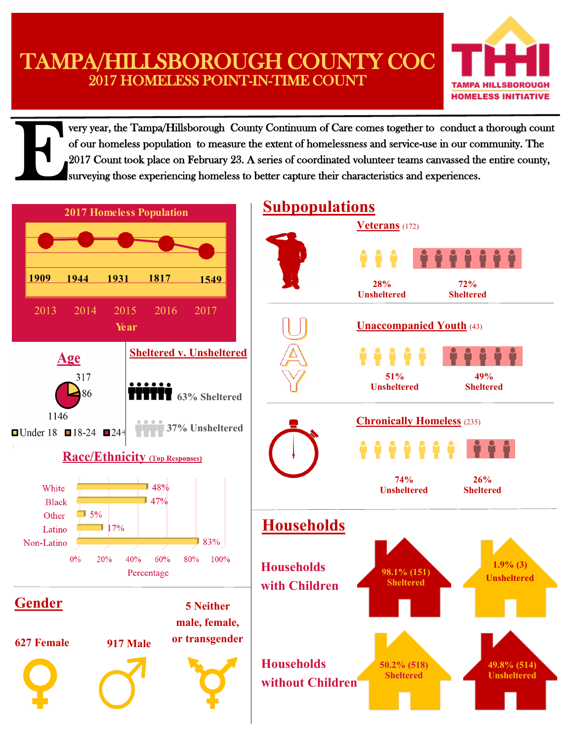# TAMPA/HILLSBOROUGH COUNTY COC

## 2017 HOMELESS POINT-IN-TIME COUNT

TAMPA HILLSBOROUGH HOMELESS INITIATIVE

Every year, the Tampa/Hillsborough County Continuum of Care comes together to conduct a thorough count of our homeless population to measure the extent of homelessness and service-use in our community. The 2017 Count took place on February 23. A series of coordinated volunteer teams canvassed the entire county, surveying those experiencing homeless to better capture their characteristics and experiences.

### 2017 Homeless Population

| Year | 2013 | 2014 | 2015 | 2016 | 2017 |
|---|---|---|---|---|---|
| Homeless Population | 1909 | 1944 | 1931 | 1817 | 1549 |

### Age

- Under 18: 317
- 18-24: 86
- 24+: 1146

### Sheltered v. Unsheltered

- 63% Sheltered
- 37% Unsheltered

### Race/Ethnicity (Top Responses)

| Race/Ethnicity | Percentage |
|---|---|
| White | 48% |
| Black | 47% |
| Other | 5% |
| Latino | 17% |
| Non-Latino | 83% |

### Gender

- 627 Female
- 917 Male
- 5 Neither male, female, or transgender

## Subpopulations

### Veterans (172)

- 28% Unsheltered
- 72% Sheltered

### Unaccompanied Youth (43)

- 51% Unsheltered
- 49% Sheltered

### Chronically Homeless (235)

- 74% Unsheltered
- 26% Sheltered

## Households

### Households with Children

- 98.1% (151) Sheltered
- 1.9% (3) Unsheltered

### Households without Children

- 50.2% (518) Sheltered
- 49.8% (514) Unsheltered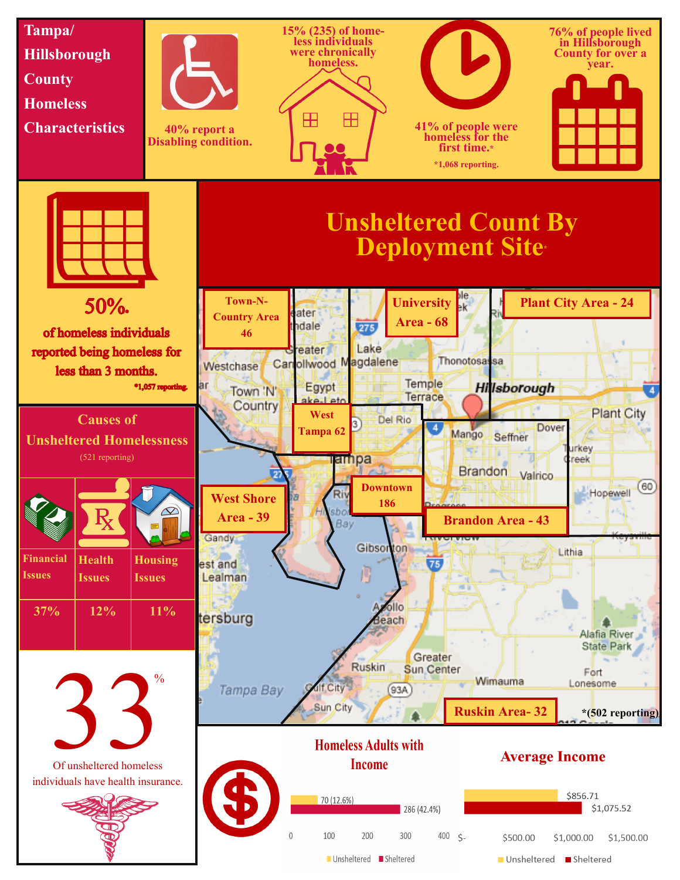# Tampa/ Hillsborough County Homeless Characteristics

40% report a Disabling condition.

15% (235) of homeless individuals were chronically homeless.

41% of people were homeless for the first time.*

*1,068 reporting.

76% of people lived in Hillsborough County for over a year.

**50%** of homeless individuals reported being homeless for less than 3 months.

*1,057 reporting.

## Causes of Unsheltered Homelessness

(521 reporting)

| Financial Issues | Health Issues | Housing Issues |
|---|---|---|
| 37% | 12% | 11% |

**33%** Of unsheltered homeless individuals have health insurance.

## Unsheltered Count By Deployment Site*

- Town-N-Country Area 46
- University Area - 68
- Plant City Area - 24
- West Tampa 62
- West Shore Area - 39
- Downtown 186
- Brandon Area - 43
- Ruskin Area- 32

*(502 reporting)

## Homeless Adults with Income

| | Unsheltered | Sheltered |
|---|---|---|
| Homeless Adults with Income | 70 (12.6%) | 286 (42.4%) |

## Average Income

| | Unsheltered | Sheltered |
|---|---|---|
| Average Income | $856.71 | $1,075.52 |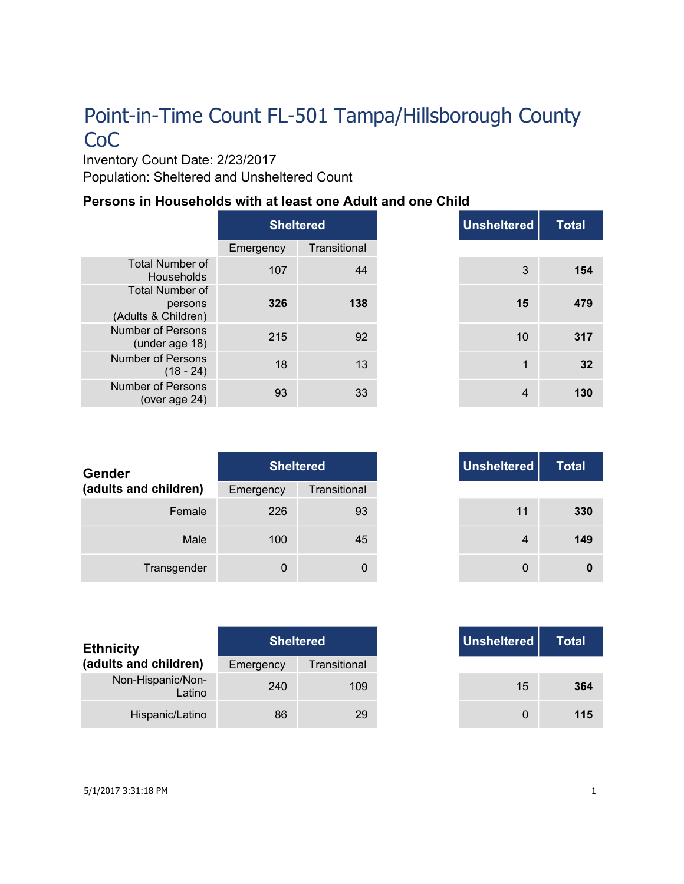# Point-in-Time Count FL-501 Tampa/Hillsborough County CoC

Inventory Count Date: 2/23/2017

Population: Sheltered and Unsheltered Count

### Persons in Households with at least one Adult and one Child

| | Sheltered | | Unsheltered | Total |
|---|---|---|---|---|
| | Emergency | Transitional | | |
| Total Number of Households | 107 | 44 | 3 | **154** |
| Total Number of persons (Adults & Children) | **326** | **138** | **15** | **479** |
| Number of Persons (under age 18) | 215 | 92 | 10 | **317** |
| Number of Persons (18 - 24) | 18 | 13 | 1 | **32** |
| Number of Persons (over age 24) | 93 | 33 | 4 | **130** |

| Gender (adults and children) | Sheltered | | Unsheltered | Total |
|---|---|---|---|---|
| | Emergency | Transitional | | |
| Female | 226 | 93 | 11 | **330** |
| Male | 100 | 45 | 4 | **149** |
| Transgender | 0 | 0 | 0 | **0** |

| Ethnicity (adults and children) | Sheltered | | Unsheltered | Total |
|---|---|---|---|---|
| | Emergency | Transitional | | |
| Non-Hispanic/Non-Latino | 240 | 109 | 15 | **364** |
| Hispanic/Latino | 86 | 29 | 0 | **115** |

5/1/2017 3:31:18 PM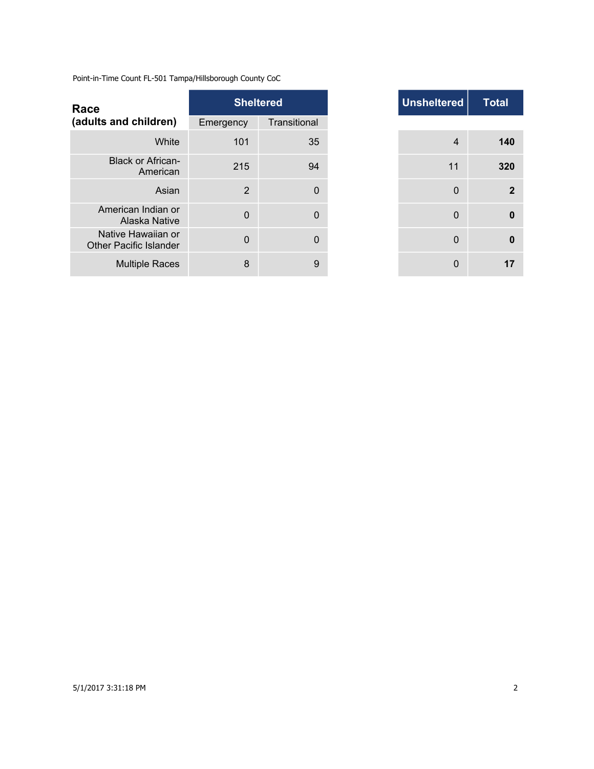Point-in-Time Count FL-501 Tampa/Hillsborough County CoC

| Race (adults and children) | Sheltered | | Unsheltered | Total |
|---|---|---|---|---|
| | Emergency | Transitional | | |
| White | 101 | 35 | 4 | **140** |
| Black or African-American | 215 | 94 | 11 | **320** |
| Asian | 2 | 0 | 0 | **2** |
| American Indian or Alaska Native | 0 | 0 | 0 | **0** |
| Native Hawaiian or Other Pacific Islander | 0 | 0 | 0 | **0** |
| Multiple Races | 8 | 9 | 0 | **17** |

5/1/2017 3:31:18 PM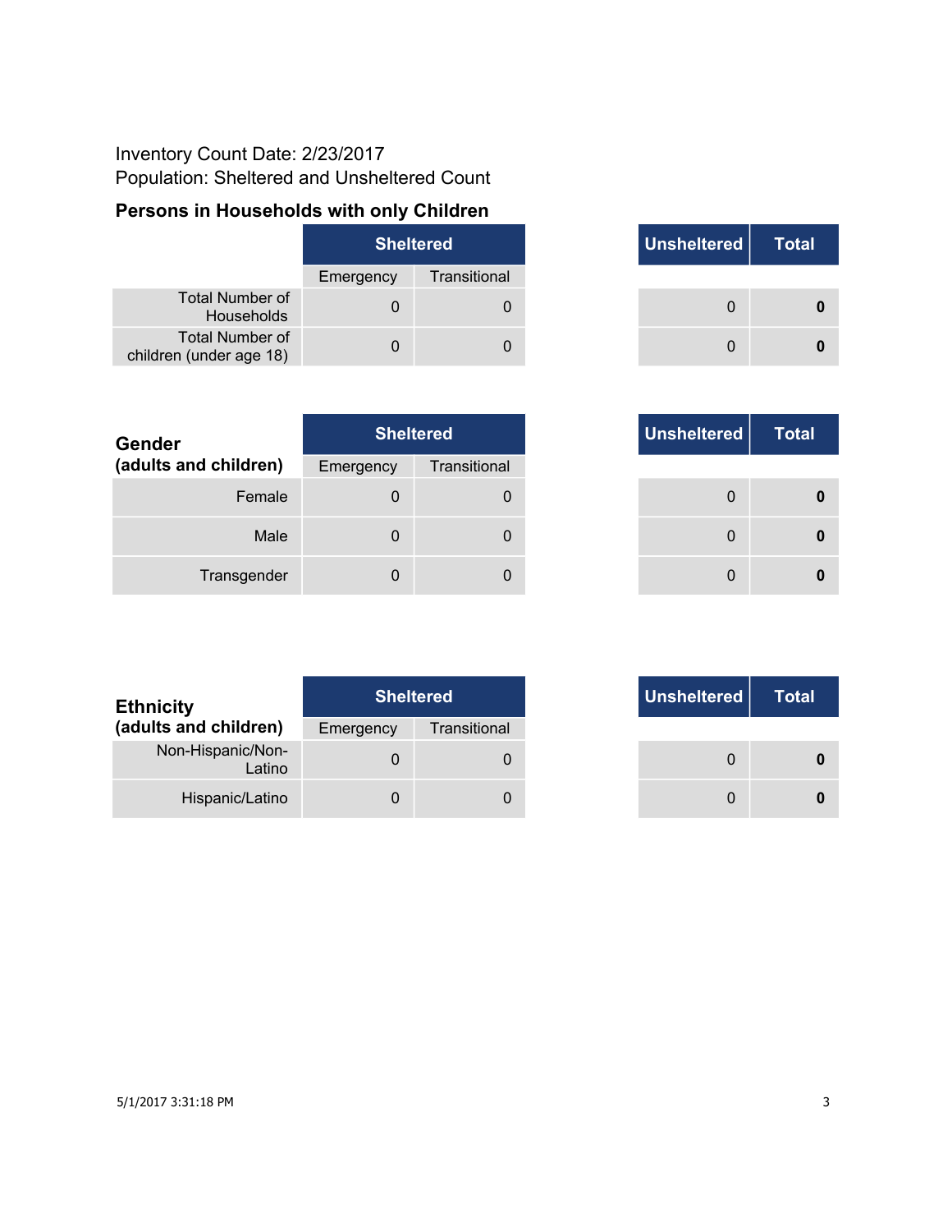Inventory Count Date: 2/23/2017

Population: Sheltered and Unsheltered Count

## Persons in Households with only Children

| | Sheltered | | Unsheltered | Total |
|---|---|---|---|---|
| | Emergency | Transitional | | |
| Total Number of Households | 0 | 0 | 0 | **0** |
| Total Number of children (under age 18) | 0 | 0 | 0 | **0** |

| **Gender (adults and children)** | Sheltered | | Unsheltered | Total |
|---|---|---|---|---|
| | Emergency | Transitional | | |
| Female | 0 | 0 | 0 | **0** |
| Male | 0 | 0 | 0 | **0** |
| Transgender | 0 | 0 | 0 | **0** |

| **Ethnicity (adults and children)** | Sheltered | | Unsheltered | Total |
|---|---|---|---|---|
| | Emergency | Transitional | | |
| Non-Hispanic/Non-Latino | 0 | 0 | 0 | **0** |
| Hispanic/Latino | 0 | 0 | 0 | **0** |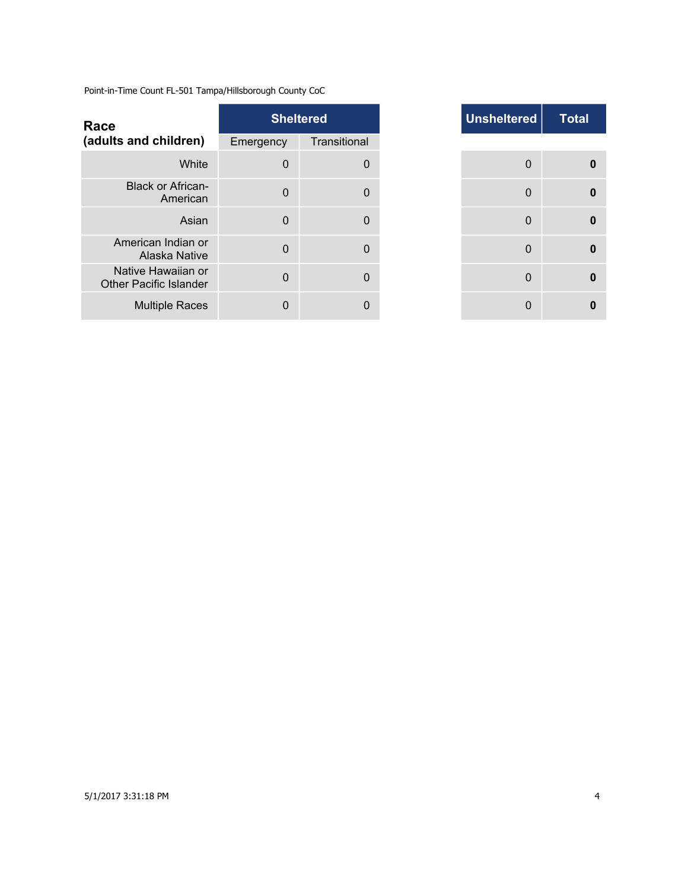Point-in-Time Count FL-501 Tampa/Hillsborough County CoC

| Race (adults and children) | Sheltered | | Unsheltered | Total |
|---|---|---|---|---|
| | Emergency | Transitional | | |
| White | 0 | 0 | 0 | **0** |
| Black or African-American | 0 | 0 | 0 | **0** |
| Asian | 0 | 0 | 0 | **0** |
| American Indian or Alaska Native | 0 | 0 | 0 | **0** |
| Native Hawaiian or Other Pacific Islander | 0 | 0 | 0 | **0** |
| Multiple Races | 0 | 0 | 0 | **0** |

5/1/2017 3:31:18 PM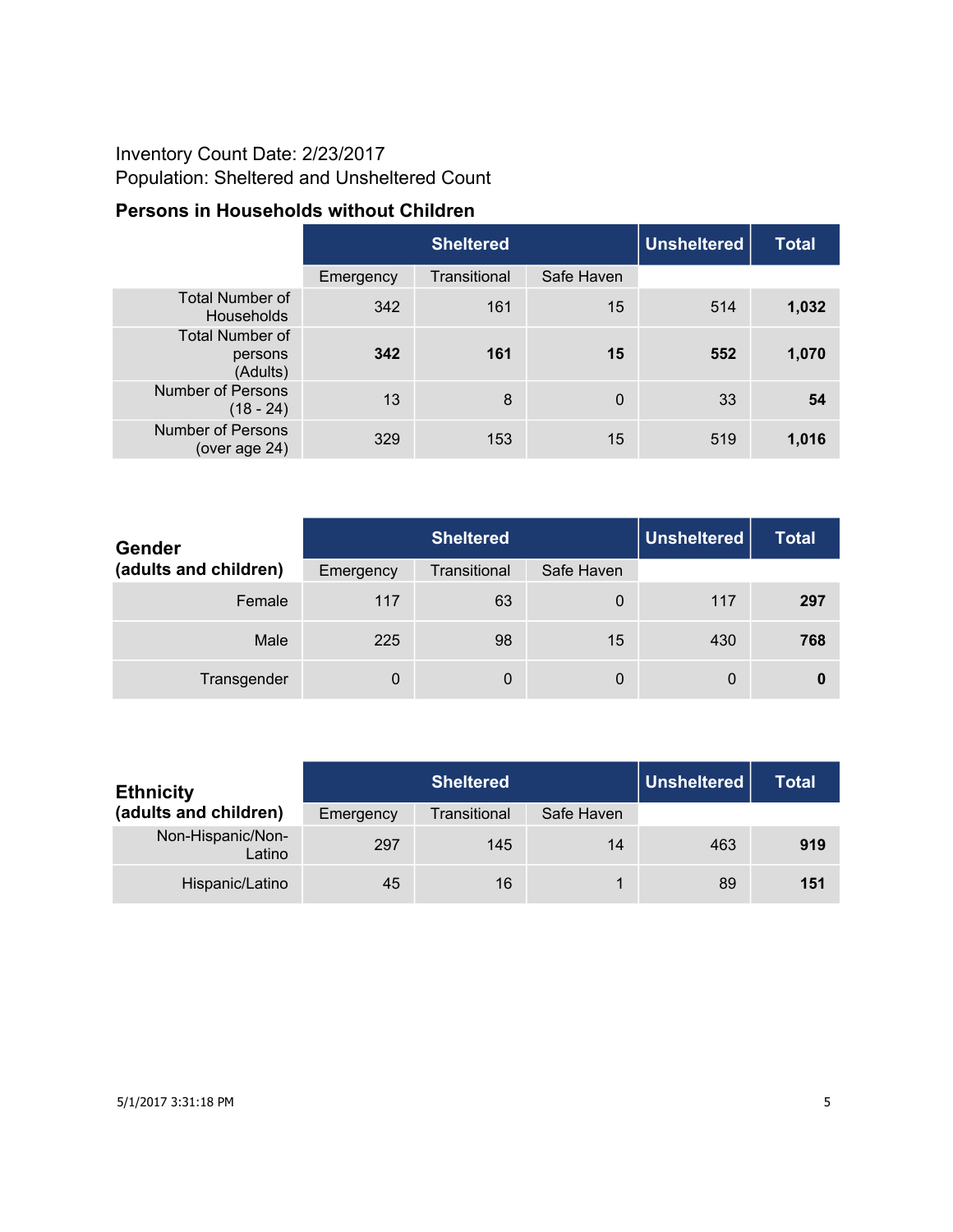Inventory Count Date: 2/23/2017
Population: Sheltered and Unsheltered Count

## Persons in Households without Children

| | Sheltered | | | Unsheltered | Total |
|---|---|---|---|---|---|
| | Emergency | Transitional | Safe Haven | | |
| Total Number of Households | 342 | 161 | 15 | 514 | **1,032** |
| Total Number of persons (Adults) | **342** | **161** | **15** | **552** | **1,070** |
| Number of Persons (18 - 24) | 13 | 8 | 0 | 33 | **54** |
| Number of Persons (over age 24) | 329 | 153 | 15 | 519 | **1,016** |

| **Gender (adults and children)** | Sheltered | | | Unsheltered | Total |
|---|---|---|---|---|---|
| | Emergency | Transitional | Safe Haven | | |
| Female | 117 | 63 | 0 | 117 | **297** |
| Male | 225 | 98 | 15 | 430 | **768** |
| Transgender | 0 | 0 | 0 | 0 | **0** |

| **Ethnicity (adults and children)** | Sheltered | | | Unsheltered | Total |
|---|---|---|---|---|---|
| | Emergency | Transitional | Safe Haven | | |
| Non-Hispanic/Non-Latino | 297 | 145 | 14 | 463 | **919** |
| Hispanic/Latino | 45 | 16 | 1 | 89 | **151** |

5/1/2017 3:31:18 PM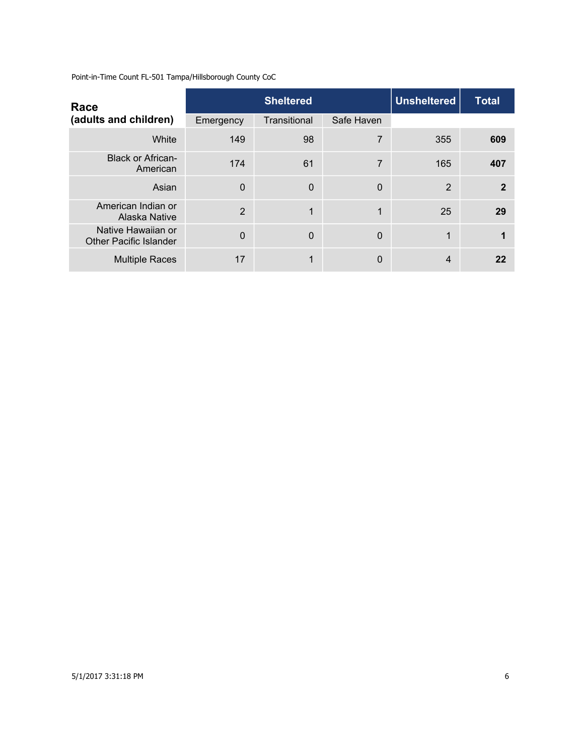Point-in-Time Count FL-501 Tampa/Hillsborough County CoC

| Race (adults and children) | Sheltered | | | Unsheltered | Total |
|---|---|---|---|---|---|
| | Emergency | Transitional | Safe Haven | | |
| White | 149 | 98 | 7 | 355 | **609** |
| Black or African-American | 174 | 61 | 7 | 165 | **407** |
| Asian | 0 | 0 | 0 | 2 | **2** |
| American Indian or Alaska Native | 2 | 1 | 1 | 25 | **29** |
| Native Hawaiian or Other Pacific Islander | 0 | 0 | 0 | 1 | **1** |
| Multiple Races | 17 | 1 | 0 | 4 | **22** |

5/1/2017 3:31:18 PM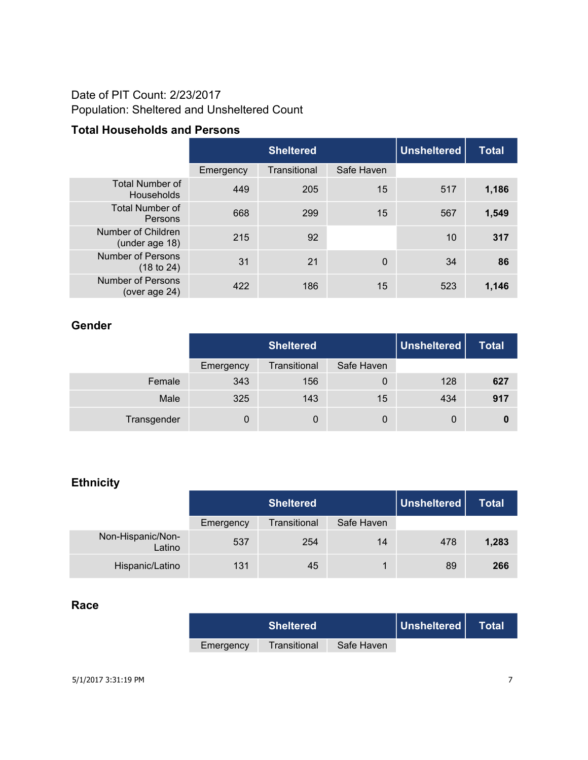Date of PIT Count: 2/23/2017
Population: Sheltered and Unsheltered Count

### Total Households and Persons

| | Sheltered | | | Unsheltered | Total |
|---|---|---|---|---|---|
| | Emergency | Transitional | Safe Haven | | |
| Total Number of Households | 449 | 205 | 15 | 517 | **1,186** |
| Total Number of Persons | 668 | 299 | 15 | 567 | **1,549** |
| Number of Children (under age 18) | 215 | 92 | | 10 | **317** |
| Number of Persons (18 to 24) | 31 | 21 | 0 | 34 | **86** |
| Number of Persons (over age 24) | 422 | 186 | 15 | 523 | **1,146** |

### Gender

| | Sheltered | | | Unsheltered | Total |
|---|---|---|---|---|---|
| | Emergency | Transitional | Safe Haven | | |
| Female | 343 | 156 | 0 | 128 | **627** |
| Male | 325 | 143 | 15 | 434 | **917** |
| Transgender | 0 | 0 | 0 | 0 | **0** |

### Ethnicity

| | Sheltered | | | Unsheltered | Total |
|---|---|---|---|---|---|
| | Emergency | Transitional | Safe Haven | | |
| Non-Hispanic/Non-Latino | 537 | 254 | 14 | 478 | **1,283** |
| Hispanic/Latino | 131 | 45 | 1 | 89 | **266** |

### Race

| | Sheltered | | | Unsheltered | Total |
|---|---|---|---|---|---|
| | Emergency | Transitional | Safe Haven | | |

5/1/2017 3:31:19 PM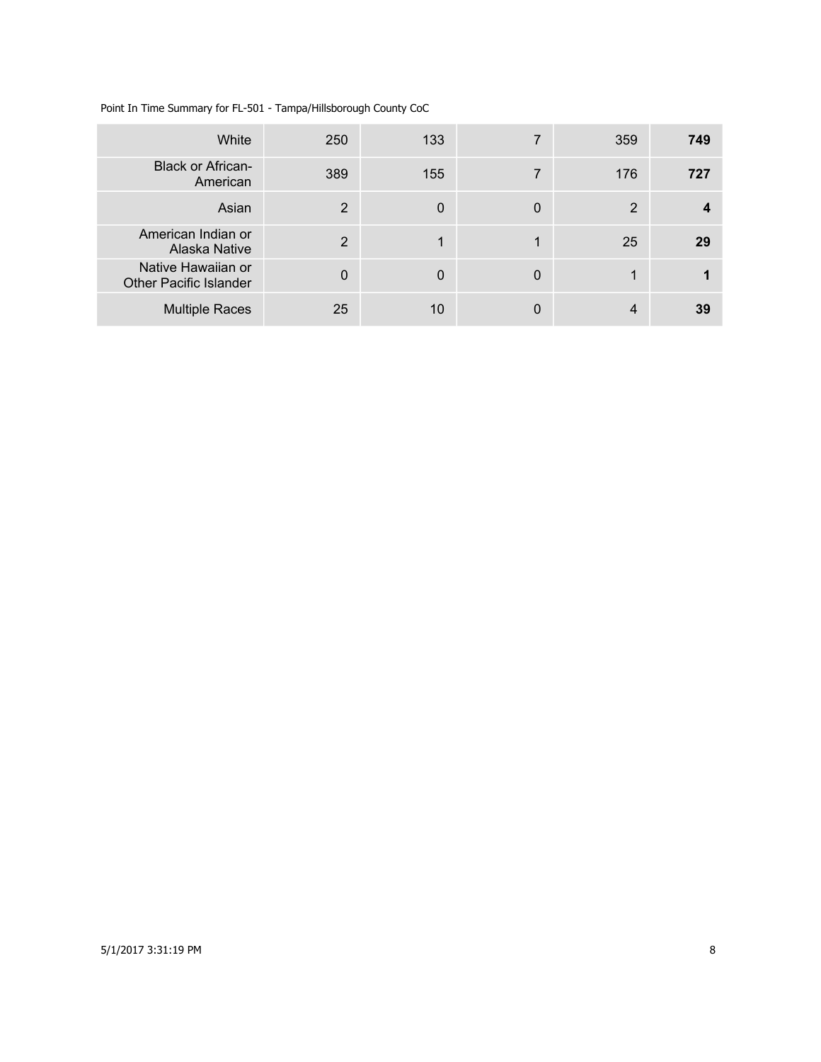| | | | | | |
|---|---|---|---|---|---|
| White | 250 | 133 | 7 | 359 | **749** |
| Black or African-American | 389 | 155 | 7 | 176 | **727** |
| Asian | 2 | 0 | 0 | 2 | **4** |
| American Indian or Alaska Native | 2 | 1 | 1 | 25 | **29** |
| Native Hawaiian or Other Pacific Islander | 0 | 0 | 0 | 1 | **1** |
| Multiple Races | 25 | 10 | 0 | 4 | **39** |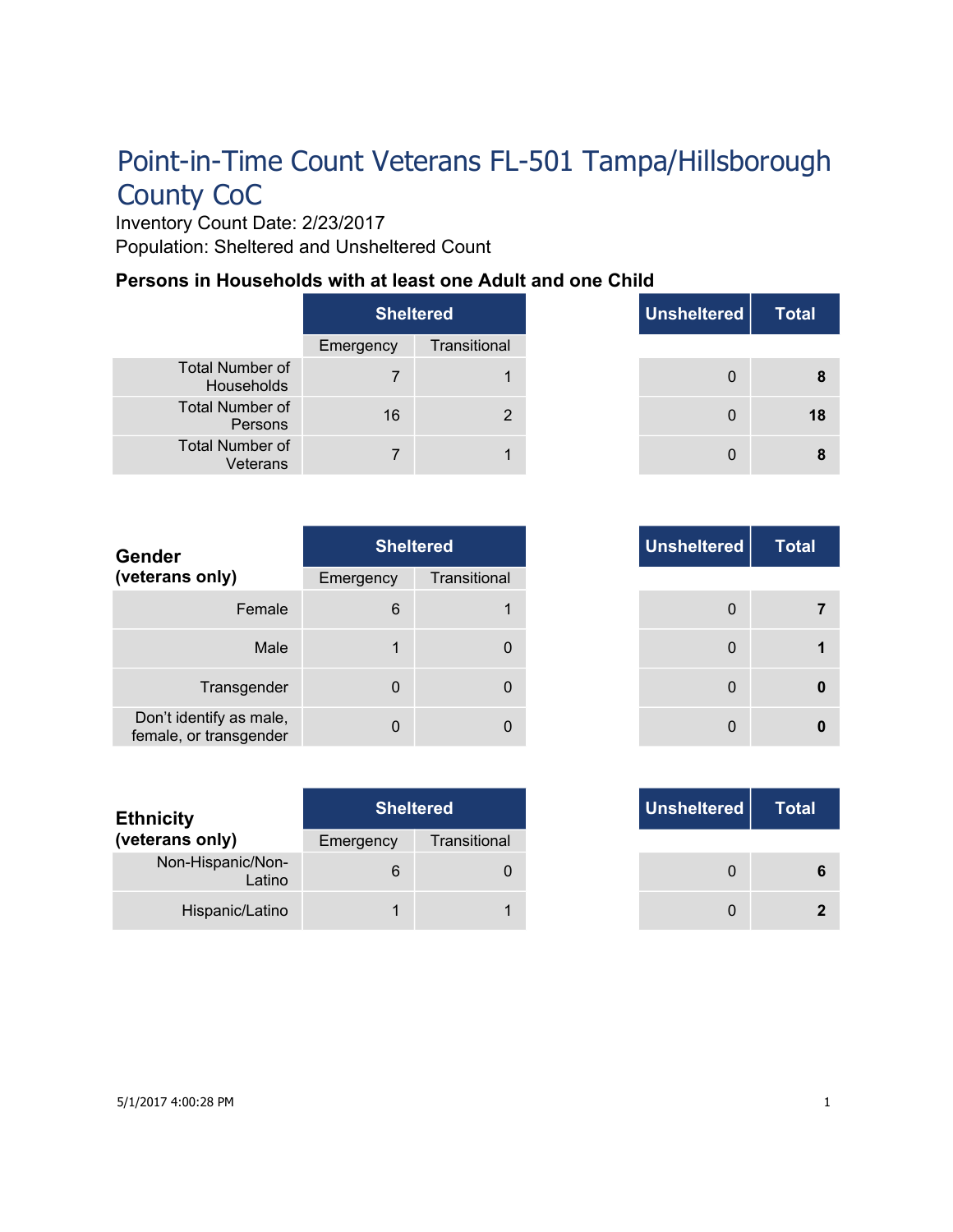# Point-in-Time Count Veterans FL-501 Tampa/Hillsborough County CoC

Inventory Count Date: 2/23/2017

Population: Sheltered and Unsheltered Count

### Persons in Households with at least one Adult and one Child

| | Sheltered | | Unsheltered | Total |
|---|---|---|---|---|
| | Emergency | Transitional | | |
| Total Number of Households | 7 | 1 | 0 | **8** |
| Total Number of Persons | 16 | 2 | 0 | **18** |
| Total Number of Veterans | 7 | 1 | 0 | **8** |

| **Gender (veterans only)** | Sheltered | | Unsheltered | Total |
|---|---|---|---|---|
| | Emergency | Transitional | | |
| Female | 6 | 1 | 0 | **7** |
| Male | 1 | 0 | 0 | **1** |
| Transgender | 0 | 0 | 0 | **0** |
| Don't identify as male, female, or transgender | 0 | 0 | 0 | **0** |

| **Ethnicity (veterans only)** | Sheltered | | Unsheltered | Total |
|---|---|---|---|---|
| | Emergency | Transitional | | |
| Non-Hispanic/Non-Latino | 6 | 0 | 0 | **6** |
| Hispanic/Latino | 1 | 1 | 0 | **2** |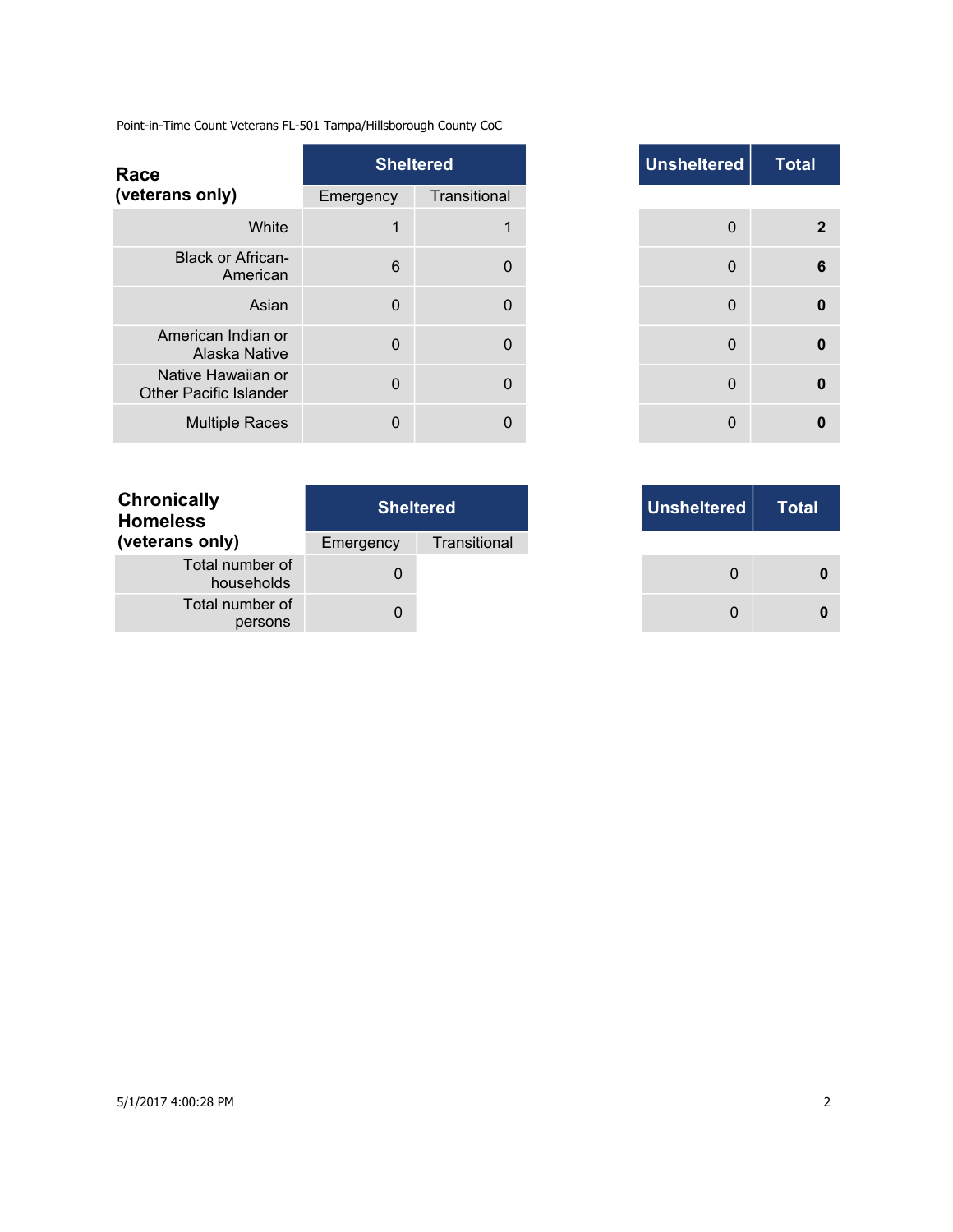Point-in-Time Count Veterans FL-501 Tampa/Hillsborough County CoC

| Race (veterans only) | Sheltered | | Unsheltered | Total |
|---|---|---|---|---|
| | Emergency | Transitional | | |
| White | 1 | 1 | 0 | **2** |
| Black or African-American | 6 | 0 | 0 | **6** |
| Asian | 0 | 0 | 0 | **0** |
| American Indian or Alaska Native | 0 | 0 | 0 | **0** |
| Native Hawaiian or Other Pacific Islander | 0 | 0 | 0 | **0** |
| Multiple Races | 0 | 0 | 0 | **0** |

| Chronically Homeless (veterans only) | Sheltered | | Unsheltered | Total |
|---|---|---|---|---|
| | Emergency | Transitional | | |
| Total number of households | 0 | | 0 | **0** |
| Total number of persons | 0 | | 0 | **0** |

5/1/2017 4:00:28 PM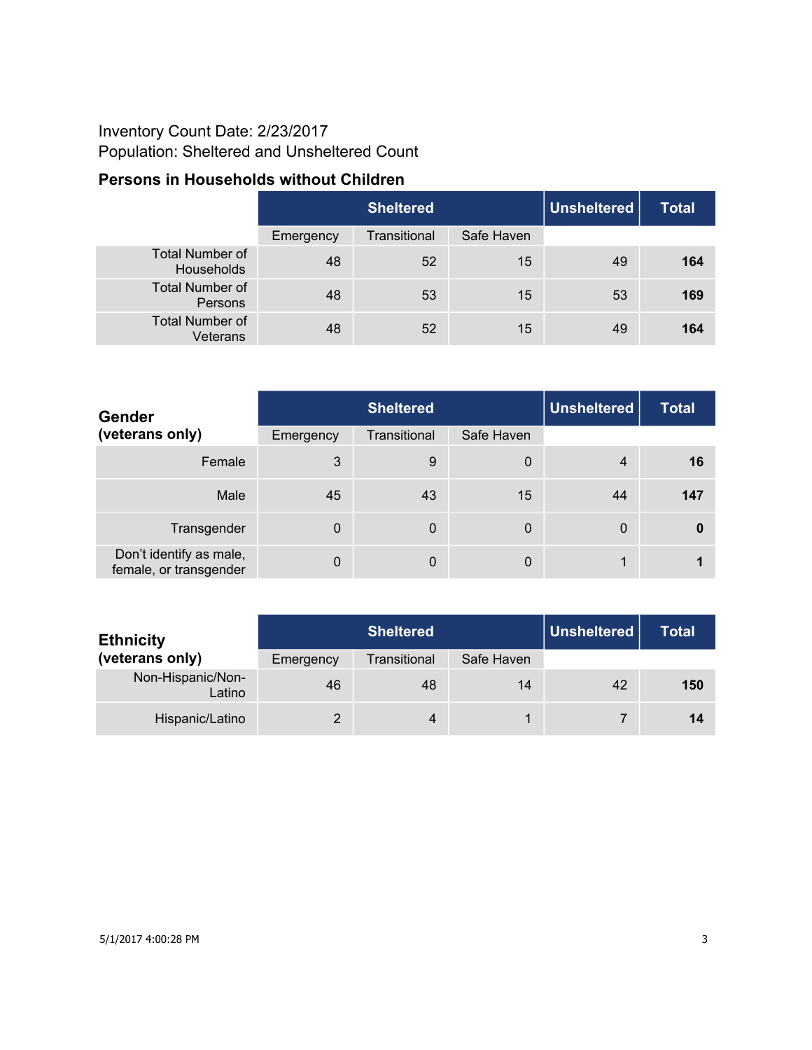Inventory Count Date: 2/23/2017
Population: Sheltered and Unsheltered Count

### Persons in Households without Children

| | Sheltered | | | Unsheltered | Total |
|---|---|---|---|---|---|
| | Emergency | Transitional | Safe Haven | | |
| Total Number of Households | 48 | 52 | 15 | 49 | **164** |
| Total Number of Persons | 48 | 53 | 15 | 53 | **169** |
| Total Number of Veterans | 48 | 52 | 15 | 49 | **164** |

| **Gender (veterans only)** | Sheltered | | | Unsheltered | Total |
|---|---|---|---|---|---|
| | Emergency | Transitional | Safe Haven | | |
| Female | 3 | 9 | 0 | 4 | **16** |
| Male | 45 | 43 | 15 | 44 | **147** |
| Transgender | 0 | 0 | 0 | 0 | **0** |
| Don't identify as male, female, or transgender | 0 | 0 | 0 | 1 | **1** |

| **Ethnicity (veterans only)** | Sheltered | | | Unsheltered | Total |
|---|---|---|---|---|---|
| | Emergency | Transitional | Safe Haven | | |
| Non-Hispanic/Non-Latino | 46 | 48 | 14 | 42 | **150** |
| Hispanic/Latino | 2 | 4 | 1 | 7 | **14** |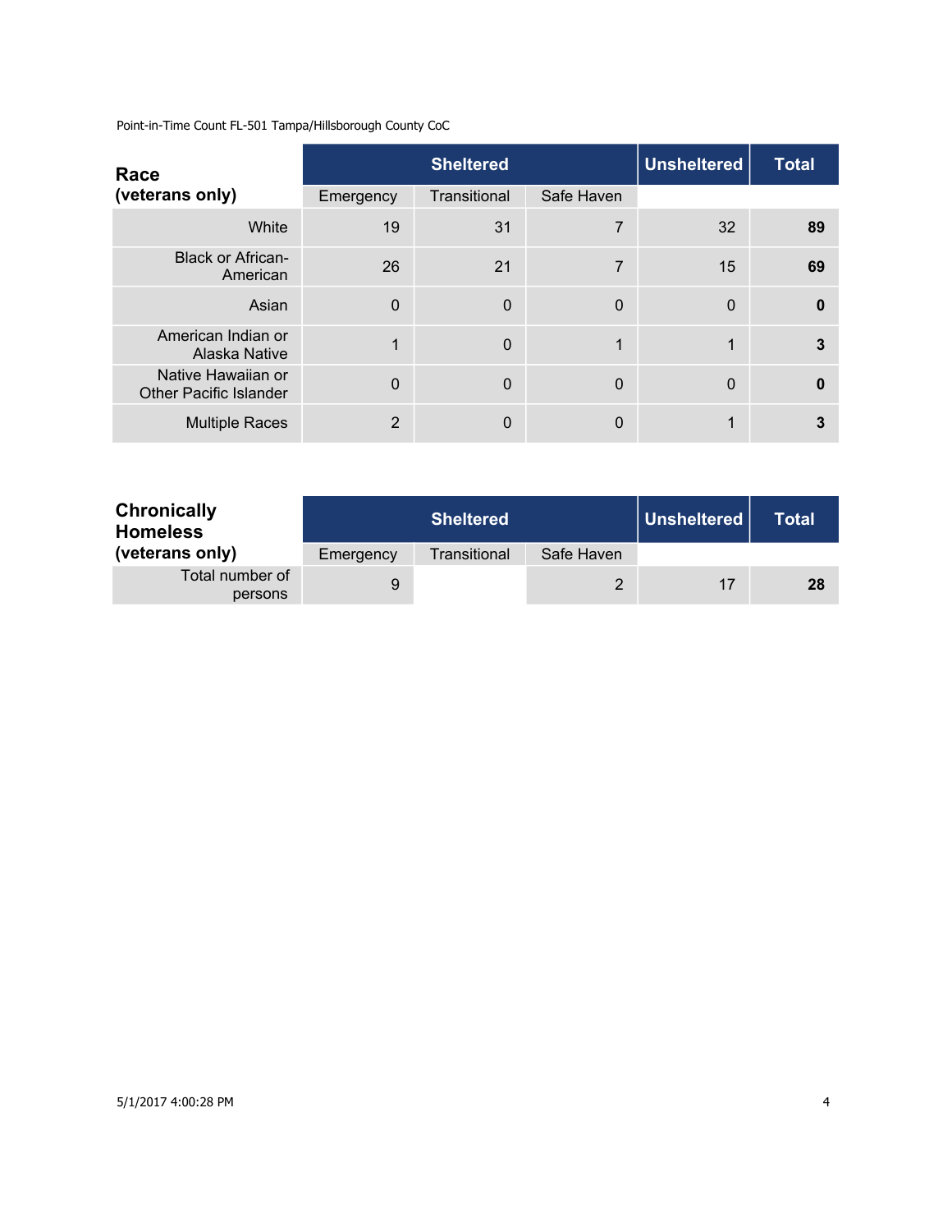Point-in-Time Count FL-501 Tampa/Hillsborough County CoC

| **Race (veterans only)** | Sheltered | | | Unsheltered | Total |
|---|---|---|---|---|---|
| | Emergency | Transitional | Safe Haven | | |
| White | 19 | 31 | 7 | 32 | **89** |
| Black or African-American | 26 | 21 | 7 | 15 | **69** |
| Asian | 0 | 0 | 0 | 0 | **0** |
| American Indian or Alaska Native | 1 | 0 | 1 | 1 | **3** |
| Native Hawaiian or Other Pacific Islander | 0 | 0 | 0 | 0 | **0** |
| Multiple Races | 2 | 0 | 0 | 1 | **3** |

| **Chronically Homeless (veterans only)** | Sheltered | | | Unsheltered | Total |
|---|---|---|---|---|---|
| | Emergency | Transitional | Safe Haven | | |
| Total number of persons | 9 | | 2 | 17 | **28** |

5/1/2017 4:00:28 PM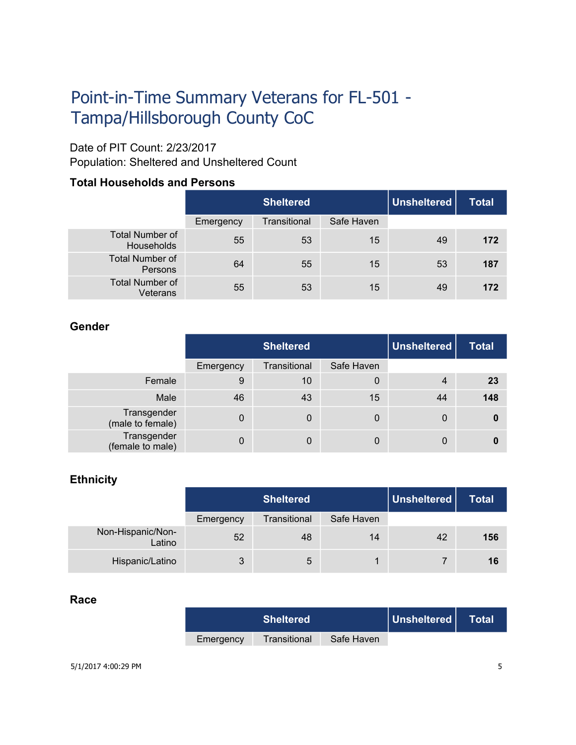# Point-in-Time Summary Veterans for FL-501 - Tampa/Hillsborough County CoC

Date of PIT Count: 2/23/2017
Population: Sheltered and Unsheltered Count

### Total Households and Persons

| | Sheltered | | | Unsheltered | Total |
|---|---|---|---|---|---|
| | Emergency | Transitional | Safe Haven | | |
| Total Number of Households | 55 | 53 | 15 | 49 | **172** |
| Total Number of Persons | 64 | 55 | 15 | 53 | **187** |
| Total Number of Veterans | 55 | 53 | 15 | 49 | **172** |

### Gender

| | Sheltered | | | Unsheltered | Total |
|---|---|---|---|---|---|
| | Emergency | Transitional | Safe Haven | | |
| Female | 9 | 10 | 0 | 4 | **23** |
| Male | 46 | 43 | 15 | 44 | **148** |
| Transgender (male to female) | 0 | 0 | 0 | 0 | **0** |
| Transgender (female to male) | 0 | 0 | 0 | 0 | **0** |

### Ethnicity

| | Sheltered | | | Unsheltered | Total |
|---|---|---|---|---|---|
| | Emergency | Transitional | Safe Haven | | |
| Non-Hispanic/Non-Latino | 52 | 48 | 14 | 42 | **156** |
| Hispanic/Latino | 3 | 5 | 1 | 7 | **16** |

### Race

| | Sheltered | | | Unsheltered | Total |
|---|---|---|---|---|---|
| | Emergency | Transitional | Safe Haven | | |

5/1/2017 4:00:29 PM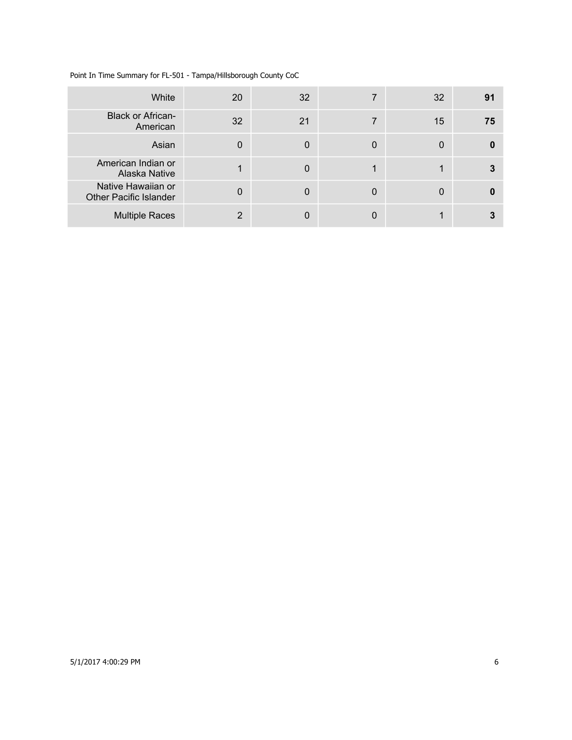| White | 20 | 32 | 7 | 32 | **91** |
|---|---|---|---|---|---|
| Black or African-American | 32 | 21 | 7 | 15 | **75** |
| Asian | 0 | 0 | 0 | 0 | **0** |
| American Indian or Alaska Native | 1 | 0 | 1 | 1 | **3** |
| Native Hawaiian or Other Pacific Islander | 0 | 0 | 0 | 0 | **0** |
| Multiple Races | 2 | 0 | 0 | 1 | **3** |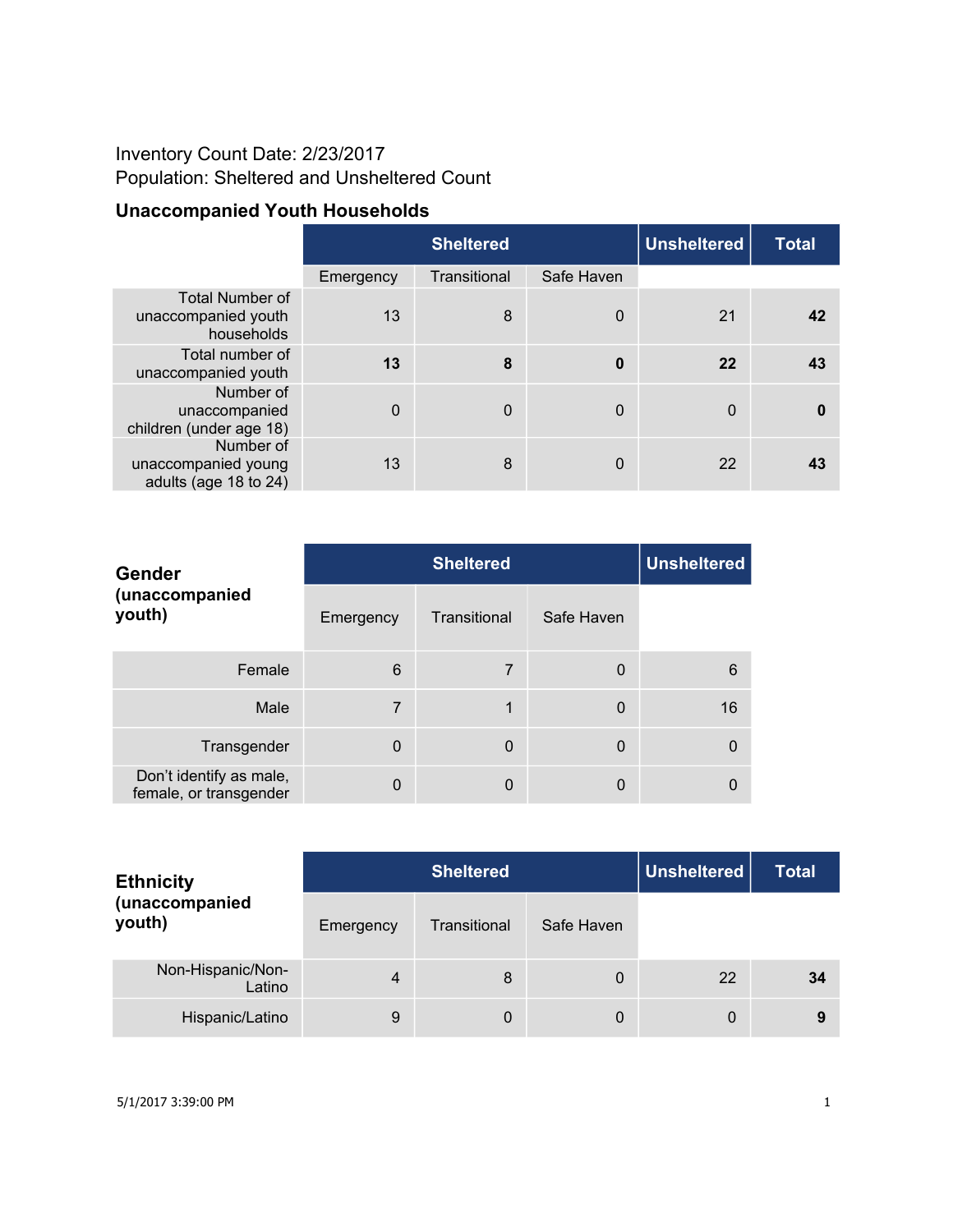Inventory Count Date: 2/23/2017
Population: Sheltered and Unsheltered Count

### Unaccompanied Youth Households

| | Sheltered | | | Unsheltered | Total |
|---|---|---|---|---|---|
| | Emergency | Transitional | Safe Haven | | |
| Total Number of unaccompanied youth households | 13 | 8 | 0 | 21 | **42** |
| Total number of unaccompanied youth | **13** | **8** | **0** | **22** | **43** |
| Number of unaccompanied children (under age 18) | 0 | 0 | 0 | 0 | **0** |
| Number of unaccompanied young adults (age 18 to 24) | 13 | 8 | 0 | 22 | **43** |

| **Gender (unaccompanied youth)** | Sheltered | | | Unsheltered |
|---|---|---|---|---|
| | Emergency | Transitional | Safe Haven | |
| Female | 6 | 7 | 0 | 6 |
| Male | 7 | 1 | 0 | 16 |
| Transgender | 0 | 0 | 0 | 0 |
| Don't identify as male, female, or transgender | 0 | 0 | 0 | 0 |

| **Ethnicity (unaccompanied youth)** | Sheltered | | | Unsheltered | Total |
|---|---|---|---|---|---|
| | Emergency | Transitional | Safe Haven | | |
| Non-Hispanic/Non-Latino | 4 | 8 | 0 | 22 | **34** |
| Hispanic/Latino | 9 | 0 | 0 | 0 | **9** |

5/1/2017 3:39:00 PM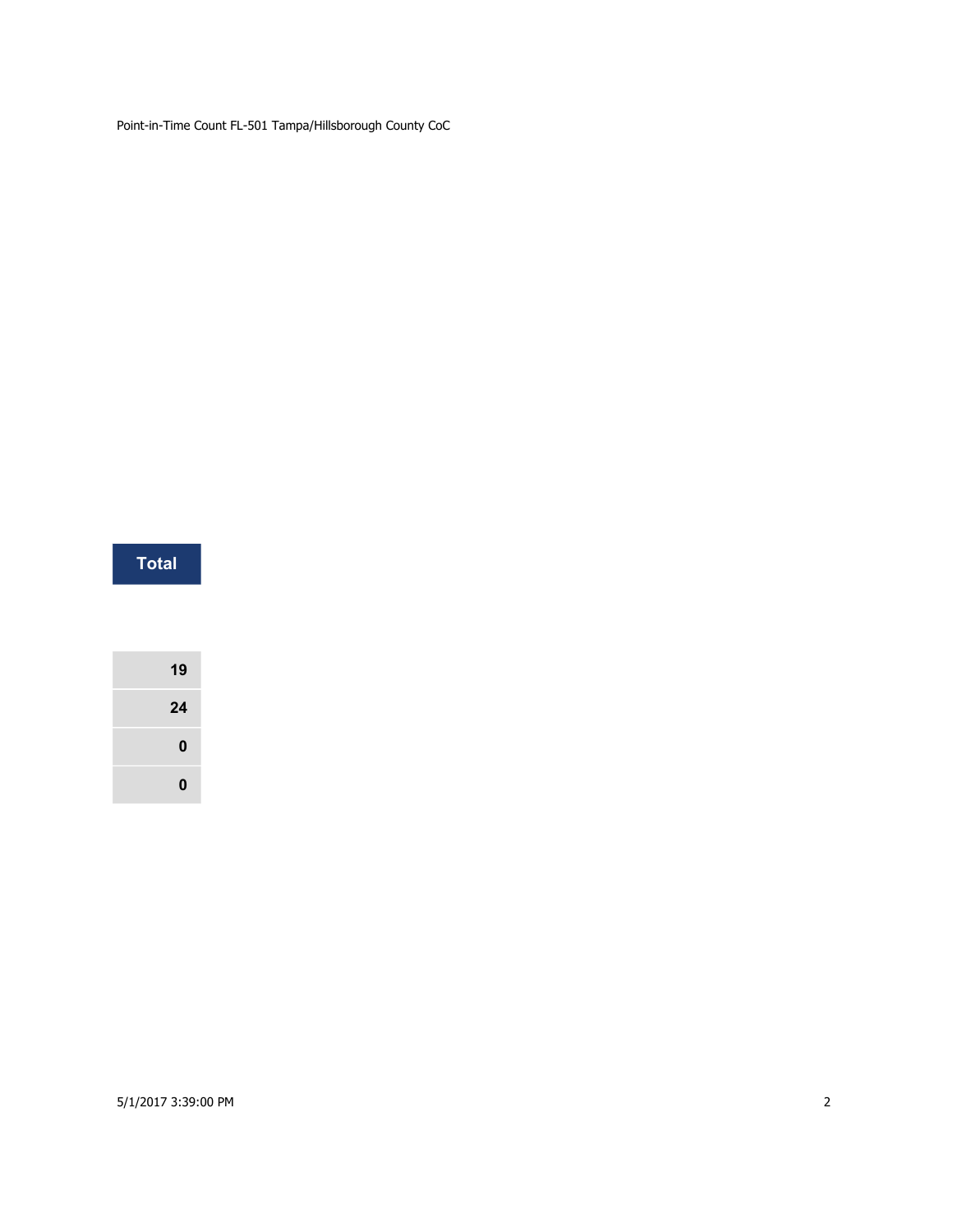| Total |
|---|
| |
| 19 |
| 24 |
| 0 |
| 0 |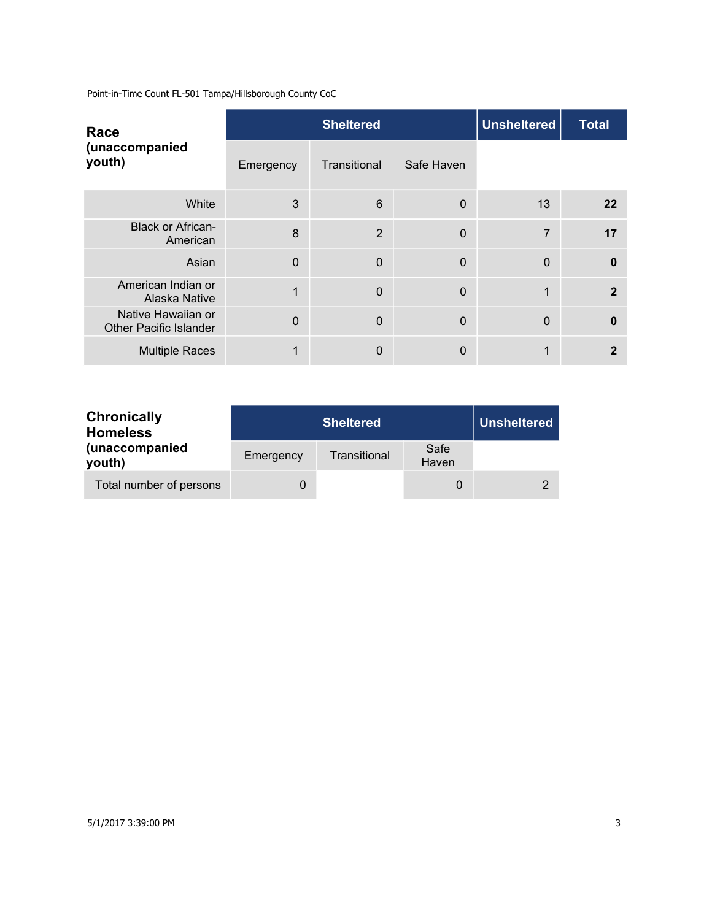Point-in-Time Count FL-501 Tampa/Hillsborough County CoC

| **Race (unaccompanied youth)** | **Sheltered** | | | **Unsheltered** | **Total** |
|---|---|---|---|---|---|
| | Emergency | Transitional | Safe Haven | | |
| White | 3 | 6 | 0 | 13 | **22** |
| Black or African-American | 8 | 2 | 0 | 7 | **17** |
| Asian | 0 | 0 | 0 | 0 | **0** |
| American Indian or Alaska Native | 1 | 0 | 0 | 1 | **2** |
| Native Hawaiian or Other Pacific Islander | 0 | 0 | 0 | 0 | **0** |
| Multiple Races | 1 | 0 | 0 | 1 | **2** |

| **Chronically Homeless (unaccompanied youth)** | **Sheltered** | | | **Unsheltered** |
|---|---|---|---|---|
| | Emergency | Transitional | Safe Haven | |
| Total number of persons | 0 | | 0 | 2 |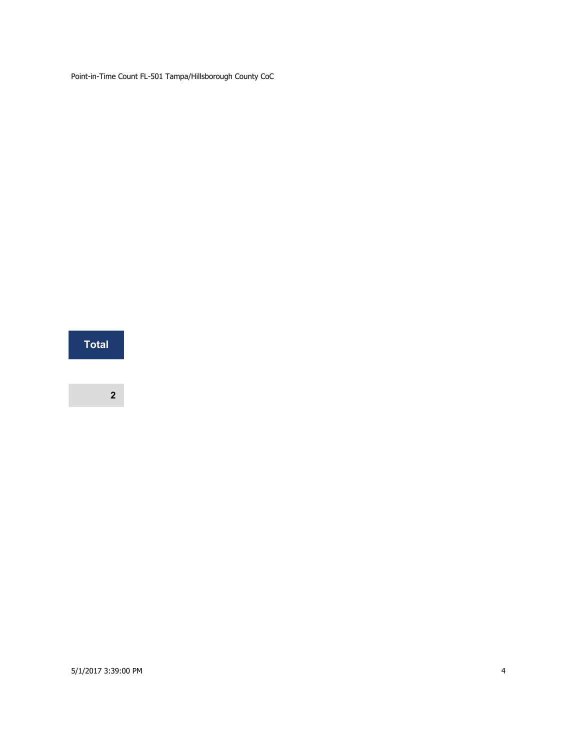| Total |
| ---: |
| 2 |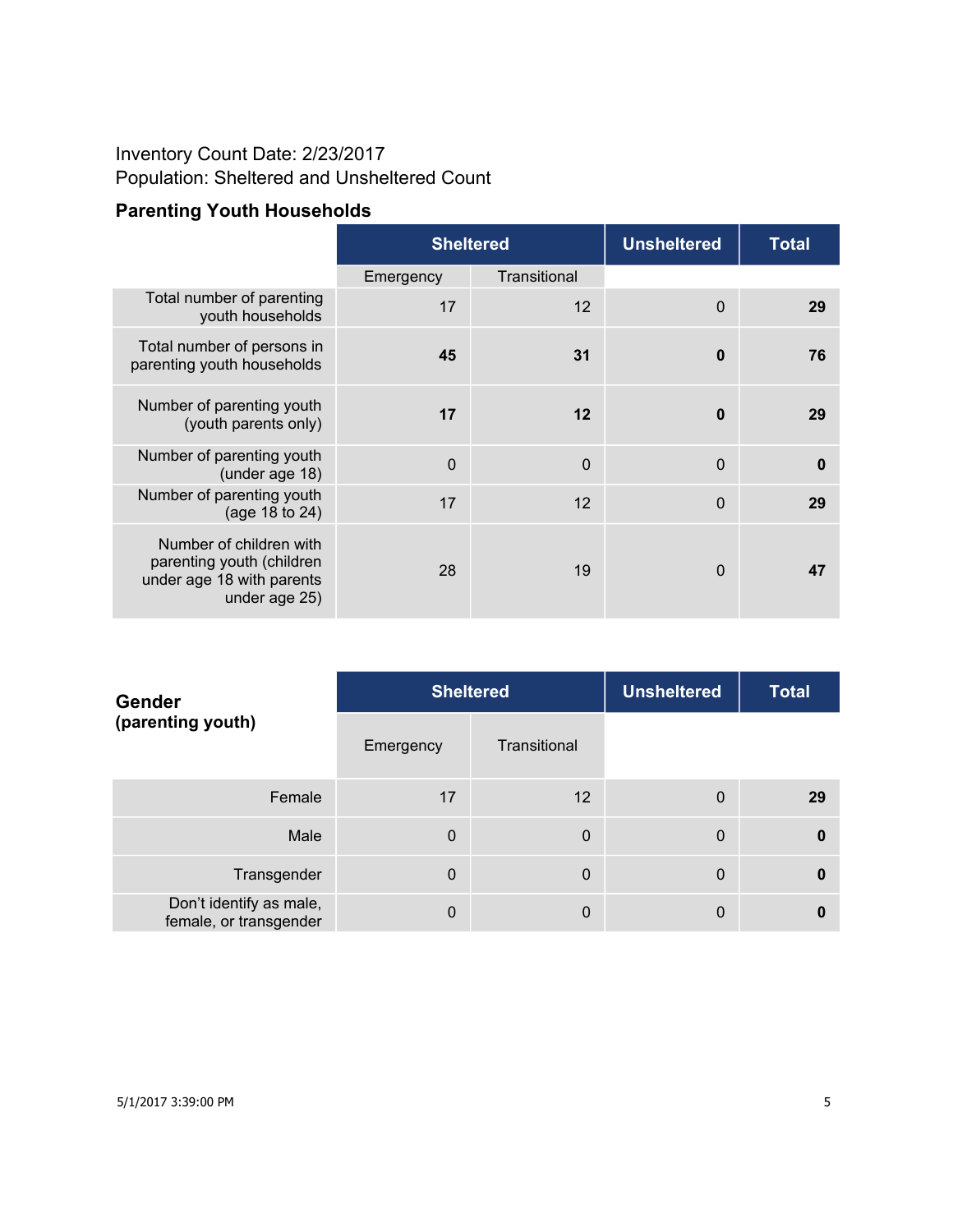Inventory Count Date: 2/23/2017
Population: Sheltered and Unsheltered Count

## Parenting Youth Households

| | Sheltered | | Unsheltered | Total |
|---|---|---|---|---|
| | Emergency | Transitional | | |
| Total number of parenting youth households | 17 | 12 | 0 | **29** |
| Total number of persons in parenting youth households | **45** | **31** | **0** | **76** |
| Number of parenting youth (youth parents only) | **17** | **12** | **0** | **29** |
| Number of parenting youth (under age 18) | 0 | 0 | 0 | **0** |
| Number of parenting youth (age 18 to 24) | 17 | 12 | 0 | **29** |
| Number of children with parenting youth (children under age 18 with parents under age 25) | 28 | 19 | 0 | **47** |

| **Gender (parenting youth)** | Sheltered | | Unsheltered | Total |
|---|---|---|---|---|
| | Emergency | Transitional | | |
| Female | 17 | 12 | 0 | **29** |
| Male | 0 | 0 | 0 | **0** |
| Transgender | 0 | 0 | 0 | **0** |
| Don't identify as male, female, or transgender | 0 | 0 | 0 | **0** |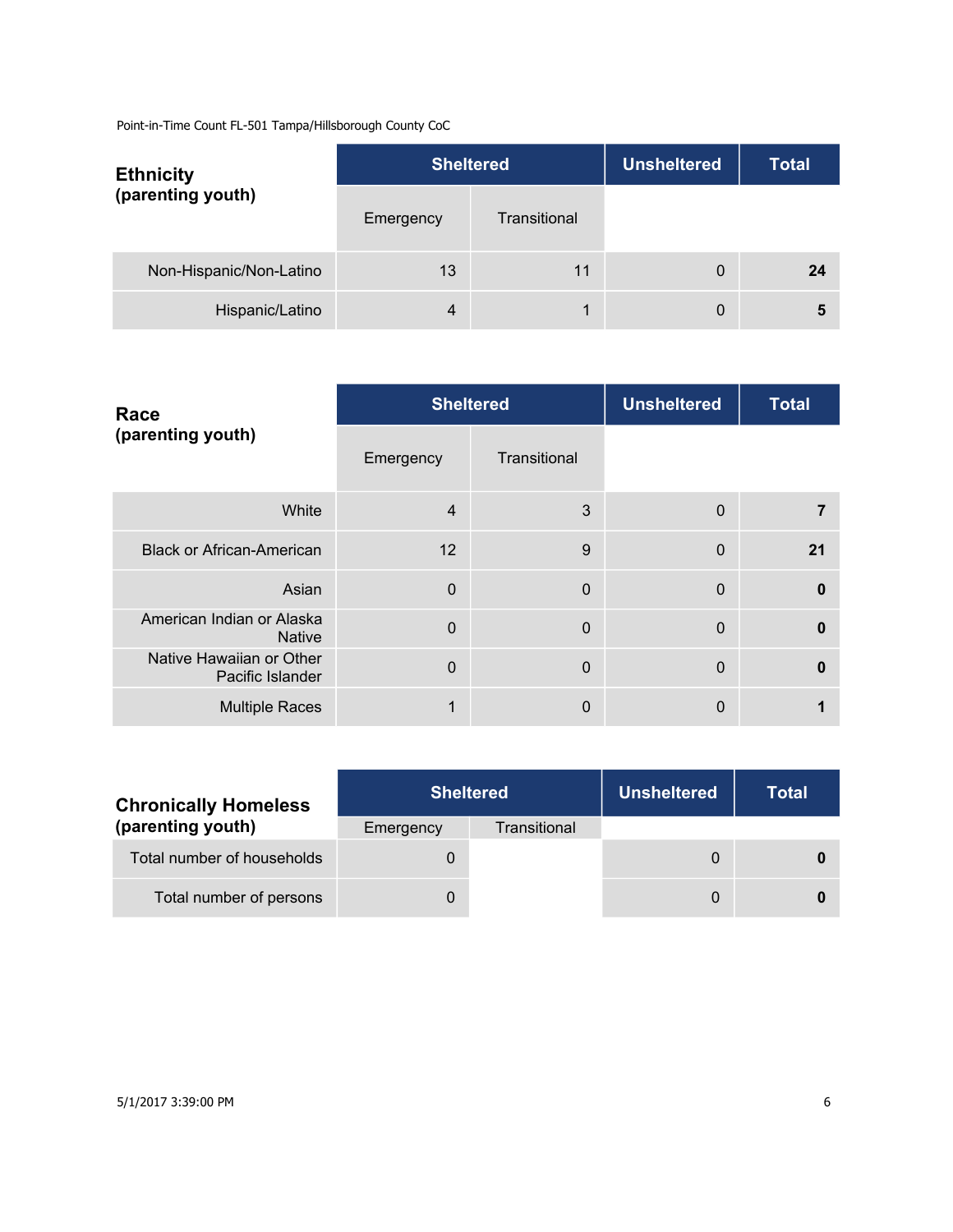Point-in-Time Count FL-501 Tampa/Hillsborough County CoC

| Ethnicity (parenting youth) | Sheltered | | Unsheltered | Total |
|---|---|---|---|---|
| | Emergency | Transitional | | |
| Non-Hispanic/Non-Latino | 13 | 11 | 0 | **24** |
| Hispanic/Latino | 4 | 1 | 0 | **5** |

| Race (parenting youth) | Sheltered | | Unsheltered | Total |
|---|---|---|---|---|
| | Emergency | Transitional | | |
| White | 4 | 3 | 0 | **7** |
| Black or African-American | 12 | 9 | 0 | **21** |
| Asian | 0 | 0 | 0 | **0** |
| American Indian or Alaska Native | 0 | 0 | 0 | **0** |
| Native Hawaiian or Other Pacific Islander | 0 | 0 | 0 | **0** |
| Multiple Races | 1 | 0 | 0 | **1** |

| Chronically Homeless (parenting youth) | Sheltered | | Unsheltered | Total |
|---|---|---|---|---|
| | Emergency | Transitional | | |
| Total number of households | 0 | | 0 | **0** |
| Total number of persons | 0 | | 0 | **0** |

5/1/2017 3:39:00 PM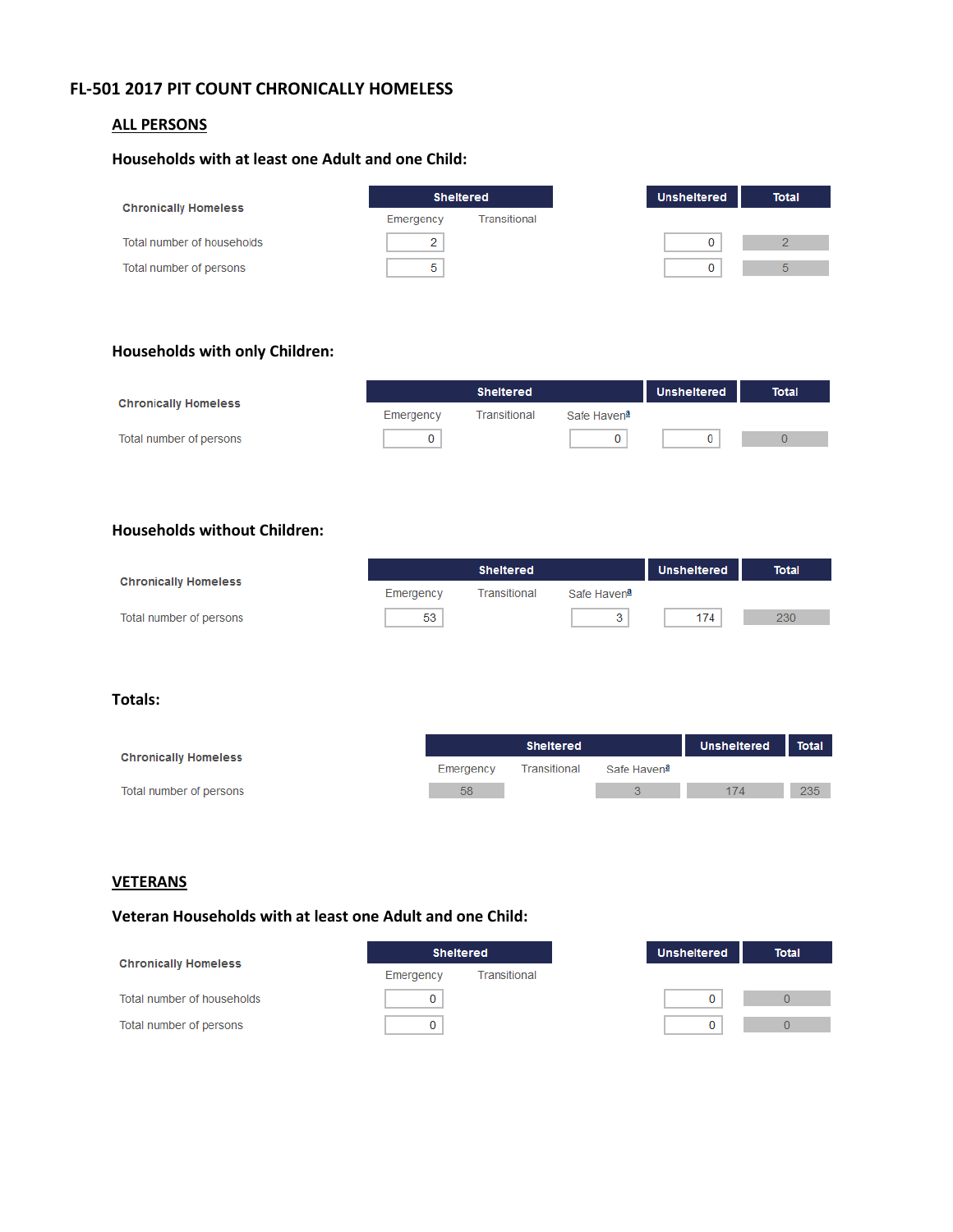# FL-501 2017 PIT COUNT CHRONICALLY HOMELESS

## ALL PERSONS

### Households with at least one Adult and one Child:

| Chronically Homeless | Sheltered | | Unsheltered | Total |
|---|---|---|---|---|
| | Emergency | Transitional | | |
| Total number of households | 2 | | 0 | 2 |
| Total number of persons | 5 | | 0 | 5 |

### Households with only Children:

| Chronically Homeless | Sheltered | | | Unsheltered | Total |
|---|---|---|---|---|---|
| | Emergency | Transitional | Safe Haven[a] | | |
| Total number of persons | 0 | | 0 | 0 | 0 |

### Households without Children:

| Chronically Homeless | Sheltered | | | Unsheltered | Total |
|---|---|---|---|---|---|
| | Emergency | Transitional | Safe Haven[a] | | |
| Total number of persons | 53 | | 3 | 174 | 230 |

### Totals:

| Chronically Homeless | Sheltered | | | Unsheltered | Total |
|---|---|---|---|---|---|
| | Emergency | Transitional | Safe Haven[a] | | |
| Total number of persons | 58 | | 3 | 174 | 235 |

## VETERANS

### Veteran Households with at least one Adult and one Child:

| Chronically Homeless | Sheltered | | Unsheltered | Total |
|---|---|---|---|---|
| | Emergency | Transitional | | |
| Total number of households | 0 | | 0 | 0 |
| Total number of persons | 0 | | 0 | 0 |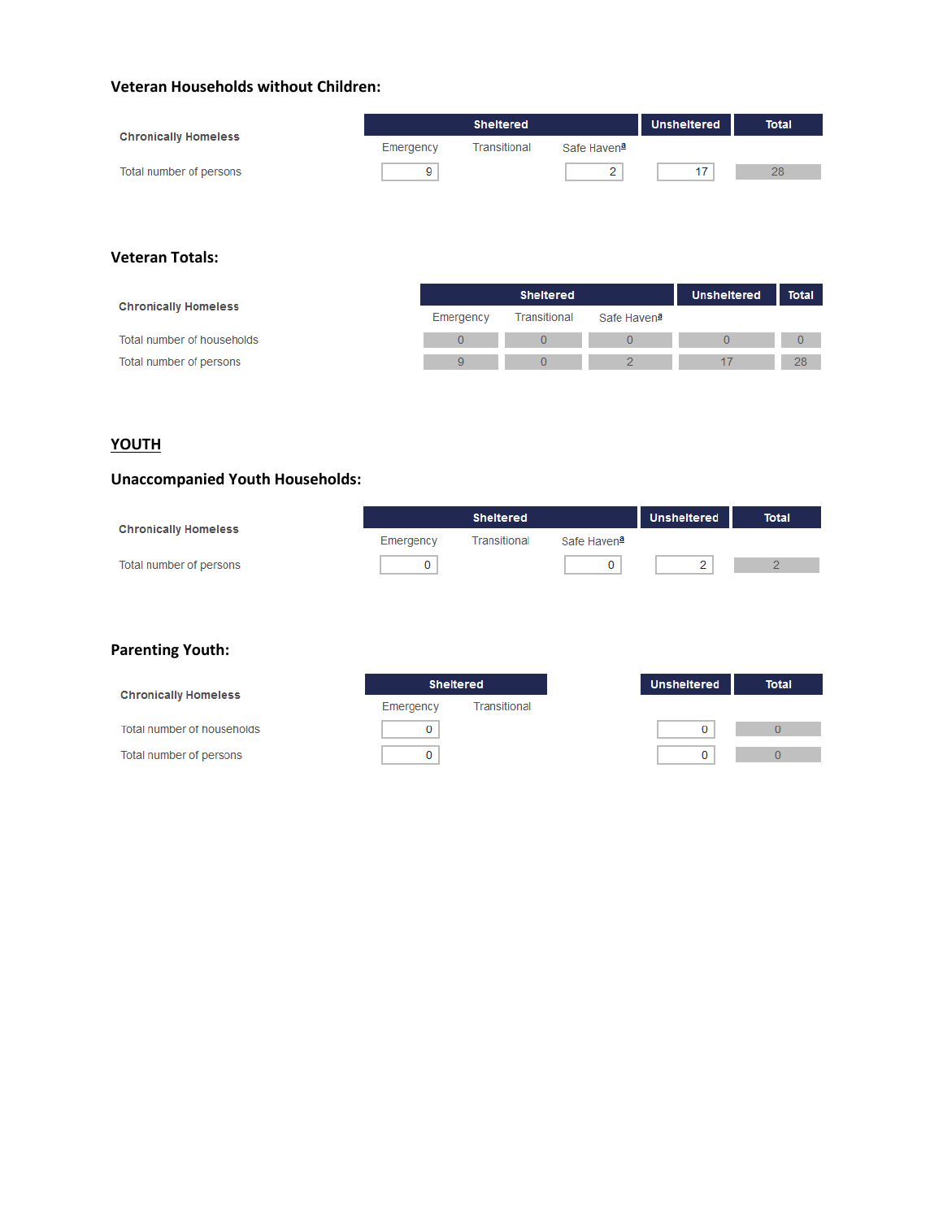### Veteran Households without Children:

| Chronically Homeless | Sheltered | | | Unsheltered | Total |
|---|---|---|---|---|---|
| | Emergency | Transitional | Safe Haven[a] | | |
| Total number of persons | 9 | | 2 | 17 | 28 |

### Veteran Totals:

| Chronically Homeless | Sheltered | | | Unsheltered | Total |
|---|---|---|---|---|---|
| | Emergency | Transitional | Safe Haven[a] | | |
| Total number of households | 0 | 0 | 0 | 0 | 0 |
| Total number of persons | 9 | 0 | 2 | 17 | 28 |

## YOUTH

### Unaccompanied Youth Households:

| Chronically Homeless | Sheltered | | | Unsheltered | Total |
|---|---|---|---|---|---|
| | Emergency | Transitional | Safe Haven[a] | | |
| Total number of persons | 0 | | 0 | 2 | 2 |

### Parenting Youth:

| Chronically Homeless | Sheltered | | Unsheltered | Total |
|---|---|---|---|---|
| | Emergency | Transitional | | |
| Total number of households | 0 | | 0 | 0 |
| Total number of persons | 0 | | 0 | 0 |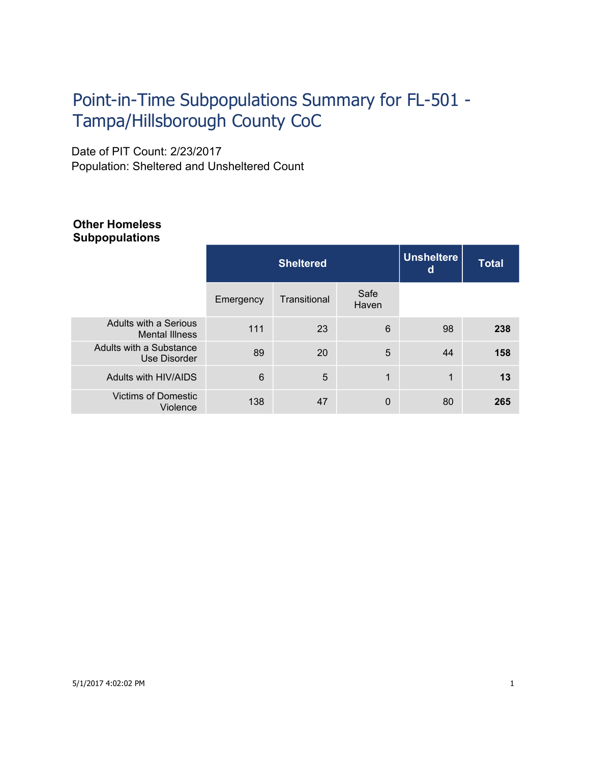# Point-in-Time Subpopulations Summary for FL-501 - Tampa/Hillsborough County CoC

Date of PIT Count: 2/23/2017
Population: Sheltered and Unsheltered Count

**Other Homeless Subpopulations**

| | Sheltered | | | Unsheltered | Total |
|---|---|---|---|---|---|
| | Emergency | Transitional | Safe Haven | | |
| Adults with a Serious Mental Illness | 111 | 23 | 6 | 98 | **238** |
| Adults with a Substance Use Disorder | 89 | 20 | 5 | 44 | **158** |
| Adults with HIV/AIDS | 6 | 5 | 1 | 1 | **13** |
| Victims of Domestic Violence | 138 | 47 | 0 | 80 | **265** |

5/1/2017 4:02:02 PM